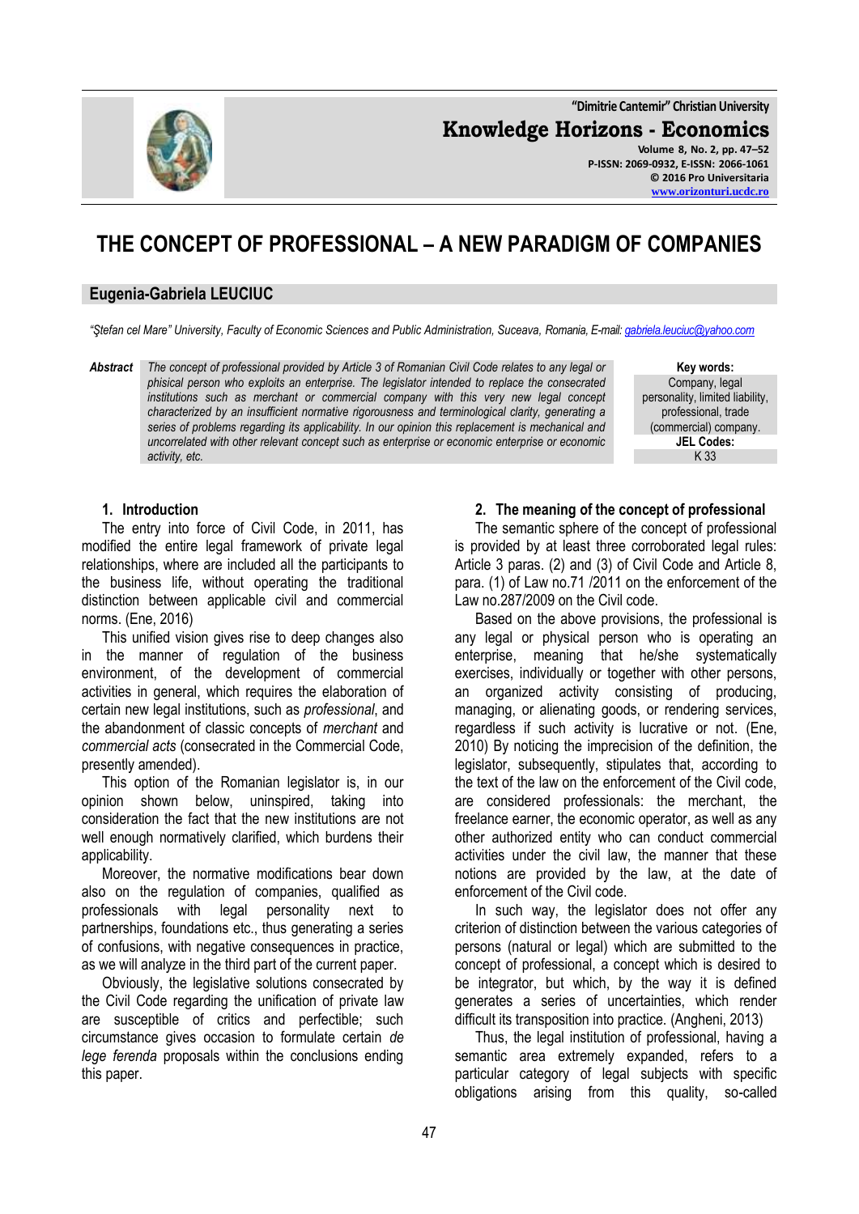# THE CONCEPT OF PROFESSIONAL – A NEW PARADIGM OF COMPANIES

**Eugenia-Gabriela LEUCIUC**

*"Ştefan cel Mare" University, Faculty of Economic Sciences and Public Administration, Suceava, Romania, E-mail: gabriela.leuciuc@yahoo.com*

***Abstract*** *The concept of professional provided by Article 3 of Romanian Civil Code relates to any legal or phisical person who exploits an enterprise. The legislator intended to replace the consecrated institutions such as merchant or commercial company with this very new legal concept characterized by an insufficient normative rigorousness and terminological clarity, generating a series of problems regarding its applicability. In our opinion this replacement is mechanical and uncorrelated with other relevant concept such as enterprise or economic enterprise or economic activity, etc.*

**Key words:** Company, legal personality, limited liability, professional, trade (commercial) company.

**JEL Codes:** K 33

## 1. Introduction

The entry into force of Civil Code, in 2011, has modified the entire legal framework of private legal relationships, where are included all the participants to the business life, without operating the traditional distinction between applicable civil and commercial norms. (Ene, 2016)

This unified vision gives rise to deep changes also in the manner of regulation of the business environment, of the development of commercial activities in general, which requires the elaboration of certain new legal institutions, such as *professional*, and the abandonment of classic concepts of *merchant* and *commercial acts* (consecrated in the Commercial Code, presently amended).

This option of the Romanian legislator is, in our opinion shown below, uninspired, taking into consideration the fact that the new institutions are not well enough normatively clarified, which burdens their applicability.

Moreover, the normative modifications bear down also on the regulation of companies, qualified as professionals with legal personality next to partnerships, foundations etc., thus generating a series of confusions, with negative consequences in practice, as we will analyze in the third part of the current paper.

Obviously, the legislative solutions consecrated by the Civil Code regarding the unification of private law are susceptible of critics and perfectible; such circumstance gives occasion to formulate certain *de lege ferenda* proposals within the conclusions ending this paper.

## 2. The meaning of the concept of professional

The semantic sphere of the concept of professional is provided by at least three corroborated legal rules: Article 3 paras. (2) and (3) of Civil Code and Article 8, para. (1) of Law no.71 /2011 on the enforcement of the Law no.287/2009 on the Civil code.

Based on the above provisions, the professional is any legal or physical person who is operating an enterprise, meaning that he/she systematically exercises, individually or together with other persons, an organized activity consisting of producing, managing, or alienating goods, or rendering services, regardless if such activity is lucrative or not. (Ene, 2010) By noticing the imprecision of the definition, the legislator, subsequently, stipulates that, according to the text of the law on the enforcement of the Civil code, are considered professionals: the merchant, the freelance earner, the economic operator, as well as any other authorized entity who can conduct commercial activities under the civil law, the manner that these notions are provided by the law, at the date of enforcement of the Civil code.

In such way, the legislator does not offer any criterion of distinction between the various categories of persons (natural or legal) which are submitted to the concept of professional, a concept which is desired to be integrator, but which, by the way it is defined generates a series of uncertainties, which render difficult its transposition into practice. (Angheni, 2013)

Thus, the legal institution of professional, having a semantic area extremely expanded, refers to a particular category of legal subjects with specific obligations arising from this quality, so-called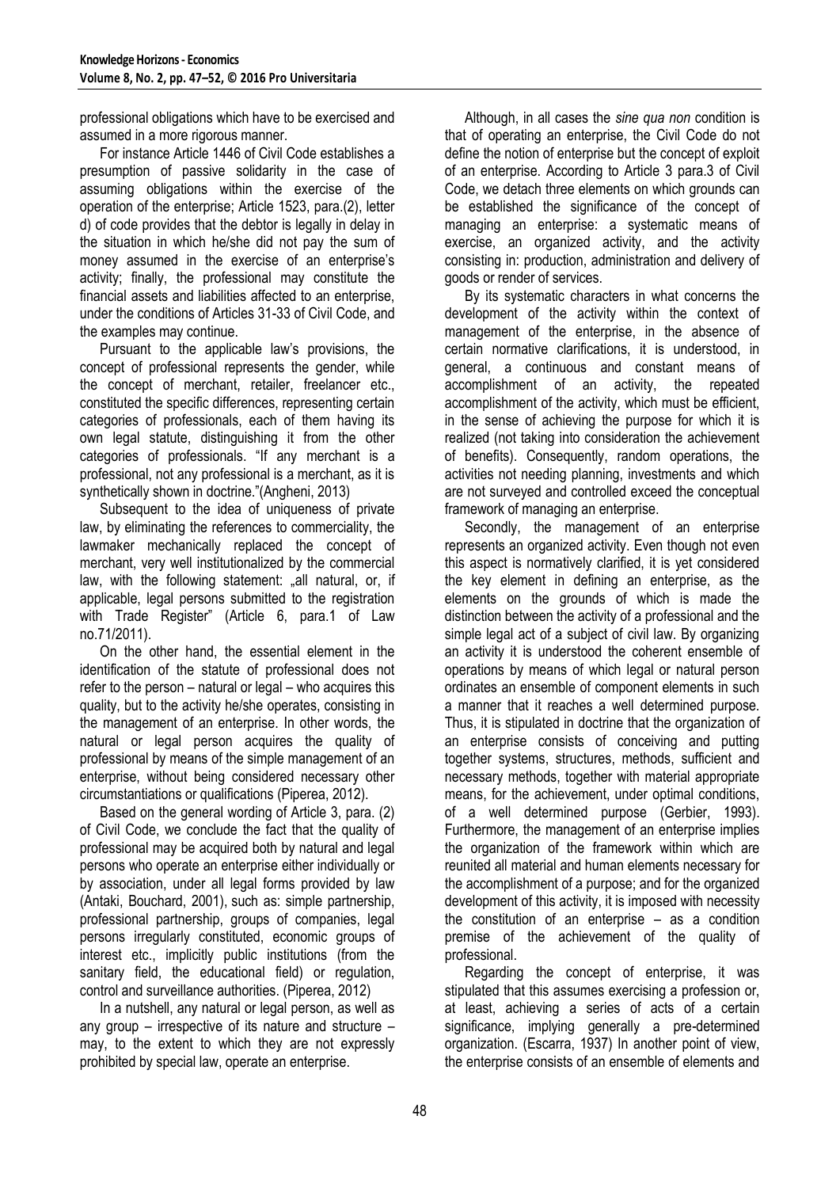professional obligations which have to be exercised and assumed in a more rigorous manner.

For instance Article 1446 of Civil Code establishes a presumption of passive solidarity in the case of assuming obligations within the exercise of the operation of the enterprise; Article 1523, para.(2), letter d) of code provides that the debtor is legally in delay in the situation in which he/she did not pay the sum of money assumed in the exercise of an enterprise's activity; finally, the professional may constitute the financial assets and liabilities affected to an enterprise, under the conditions of Articles 31-33 of Civil Code, and the examples may continue.

Pursuant to the applicable law's provisions, the concept of professional represents the gender, while the concept of merchant, retailer, freelancer etc., constituted the specific differences, representing certain categories of professionals, each of them having its own legal statute, distinguishing it from the other categories of professionals. "If any merchant is a professional, not any professional is a merchant, as it is synthetically shown in doctrine."(Angheni, 2013)

Subsequent to the idea of uniqueness of private law, by eliminating the references to commerciality, the lawmaker mechanically replaced the concept of merchant, very well institutionalized by the commercial law, with the following statement: „all natural, or, if applicable, legal persons submitted to the registration with Trade Register" (Article 6, para.1 of Law no.71/2011).

On the other hand, the essential element in the identification of the statute of professional does not refer to the person – natural or legal – who acquires this quality, but to the activity he/she operates, consisting in the management of an enterprise. In other words, the natural or legal person acquires the quality of professional by means of the simple management of an enterprise, without being considered necessary other circumstantiations or qualifications (Piperea, 2012).

Based on the general wording of Article 3, para. (2) of Civil Code, we conclude the fact that the quality of professional may be acquired both by natural and legal persons who operate an enterprise either individually or by association, under all legal forms provided by law (Antaki, Bouchard, 2001), such as: simple partnership, professional partnership, groups of companies, legal persons irregularly constituted, economic groups of interest etc., implicitly public institutions (from the sanitary field, the educational field) or regulation, control and surveillance authorities. (Piperea, 2012)

In a nutshell, any natural or legal person, as well as any group – irrespective of its nature and structure – may, to the extent to which they are not expressly prohibited by special law, operate an enterprise.

Although, in all cases the *sine qua non* condition is that of operating an enterprise, the Civil Code do not define the notion of enterprise but the concept of exploit of an enterprise. According to Article 3 para.3 of Civil Code, we detach three elements on which grounds can be established the significance of the concept of managing an enterprise: a systematic means of exercise, an organized activity, and the activity consisting in: production, administration and delivery of goods or render of services.

By its systematic characters in what concerns the development of the activity within the context of management of the enterprise, in the absence of certain normative clarifications, it is understood, in general, a continuous and constant means of accomplishment of an activity, the repeated accomplishment of the activity, which must be efficient, in the sense of achieving the purpose for which it is realized (not taking into consideration the achievement of benefits). Consequently, random operations, the activities not needing planning, investments and which are not surveyed and controlled exceed the conceptual framework of managing an enterprise.

Secondly, the management of an enterprise represents an organized activity. Even though not even this aspect is normatively clarified, it is yet considered the key element in defining an enterprise, as the elements on the grounds of which is made the distinction between the activity of a professional and the simple legal act of a subject of civil law. By organizing an activity it is understood the coherent ensemble of operations by means of which legal or natural person ordinates an ensemble of component elements in such a manner that it reaches a well determined purpose. Thus, it is stipulated in doctrine that the organization of an enterprise consists of conceiving and putting together systems, structures, methods, sufficient and necessary methods, together with material appropriate means, for the achievement, under optimal conditions, of a well determined purpose (Gerbier, 1993). Furthermore, the management of an enterprise implies the organization of the framework within which are reunited all material and human elements necessary for the accomplishment of a purpose; and for the organized development of this activity, it is imposed with necessity the constitution of an enterprise – as a condition premise of the achievement of the quality of professional.

Regarding the concept of enterprise, it was stipulated that this assumes exercising a profession or, at least, achieving a series of acts of a certain significance, implying generally a pre-determined organization. (Escarra, 1937) In another point of view, the enterprise consists of an ensemble of elements and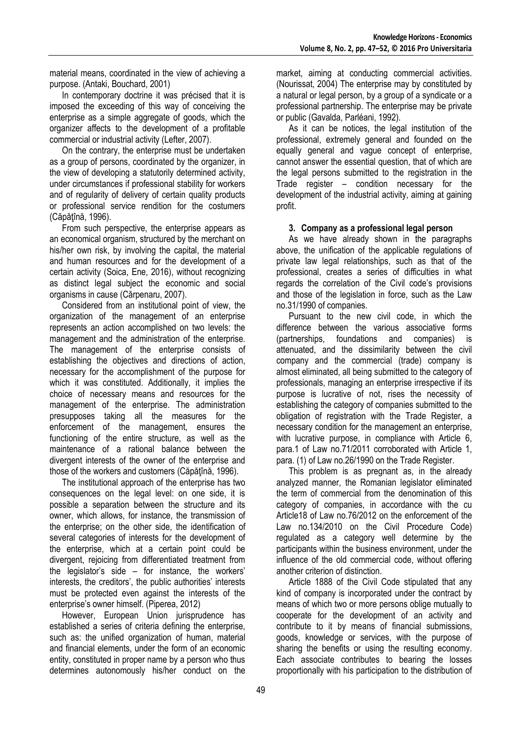material means, coordinated in the view of achieving a purpose. (Antaki, Bouchard, 2001)

In contemporary doctrine it was précised that it is imposed the exceeding of this way of conceiving the enterprise as a simple aggregate of goods, which the organizer affects to the development of a profitable commercial or industrial activity (Lefter, 2007).

On the contrary, the enterprise must be undertaken as a group of persons, coordinated by the organizer, in the view of developing a statutorily determined activity, under circumstances if professional stability for workers and of regularity of delivery of certain quality products or professional service rendition for the costumers (Căpăţînă, 1996).

From such perspective, the enterprise appears as an economical organism, structured by the merchant on his/her own risk, by involving the capital, the material and human resources and for the development of a certain activity (Soica, Ene, 2016), without recognizing as distinct legal subject the economic and social organisms in cause (Cărpenaru, 2007).

Considered from an institutional point of view, the organization of the management of an enterprise represents an action accomplished on two levels: the management and the administration of the enterprise. The management of the enterprise consists of establishing the objectives and directions of action, necessary for the accomplishment of the purpose for which it was constituted. Additionally, it implies the choice of necessary means and resources for the management of the enterprise. The administration presupposes taking all the measures for the enforcement of the management, ensures the functioning of the entire structure, as well as the maintenance of a rational balance between the divergent interests of the owner of the enterprise and those of the workers and customers (Căpăţînă, 1996).

The institutional approach of the enterprise has two consequences on the legal level: on one side, it is possible a separation between the structure and its owner, which allows, for instance, the transmission of the enterprise; on the other side, the identification of several categories of interests for the development of the enterprise, which at a certain point could be divergent, rejoicing from differentiated treatment from the legislator's side – for instance, the workers' interests, the creditors', the public authorities' interests must be protected even against the interests of the enterprise's owner himself. (Piperea, 2012)

However, European Union jurisprudence has established a series of criteria defining the enterprise, such as: the unified organization of human, material and financial elements, under the form of an economic entity, constituted in proper name by a person who thus determines autonomously his/her conduct on the market, aiming at conducting commercial activities. (Nourissat, 2004) The enterprise may by constituted by a natural or legal person, by a group of a syndicate or a professional partnership. The enterprise may be private or public (Gavalda, Parléani, 1992).

As it can be notices, the legal institution of the professional, extremely general and founded on the equally general and vague concept of enterprise, cannot answer the essential question, that of which are the legal persons submitted to the registration in the Trade register – condition necessary for the development of the industrial activity, aiming at gaining profit.

### 3. Company as a professional legal person

As we have already shown in the paragraphs above, the unification of the applicable regulations of private law legal relationships, such as that of the professional, creates a series of difficulties in what regards the correlation of the Civil code's provisions and those of the legislation in force, such as the Law no.31/1990 of companies.

Pursuant to the new civil code, in which the difference between the various associative forms (partnerships, foundations and companies) is attenuated, and the dissimilarity between the civil company and the commercial (trade) company is almost eliminated, all being submitted to the category of professionals, managing an enterprise irrespective if its purpose is lucrative of not, rises the necessity of establishing the category of companies submitted to the obligation of registration with the Trade Register, a necessary condition for the management an enterprise, with lucrative purpose, in compliance with Article 6, para.1 of Law no.71/2011 corroborated with Article 1, para. (1) of Law no.26/1990 on the Trade Register.

This problem is as pregnant as, in the already analyzed manner, the Romanian legislator eliminated the term of commercial from the denomination of this category of companies, in accordance with the cu Article18 of Law no.76/2012 on the enforcement of the Law no.134/2010 on the Civil Procedure Code) regulated as a category well determine by the participants within the business environment, under the influence of the old commercial code, without offering another criterion of distinction.

Article 1888 of the Civil Code stipulated that any kind of company is incorporated under the contract by means of which two or more persons oblige mutually to cooperate for the development of an activity and contribute to it by means of financial submissions, goods, knowledge or services, with the purpose of sharing the benefits or using the resulting economy. Each associate contributes to bearing the losses proportionally with his participation to the distribution of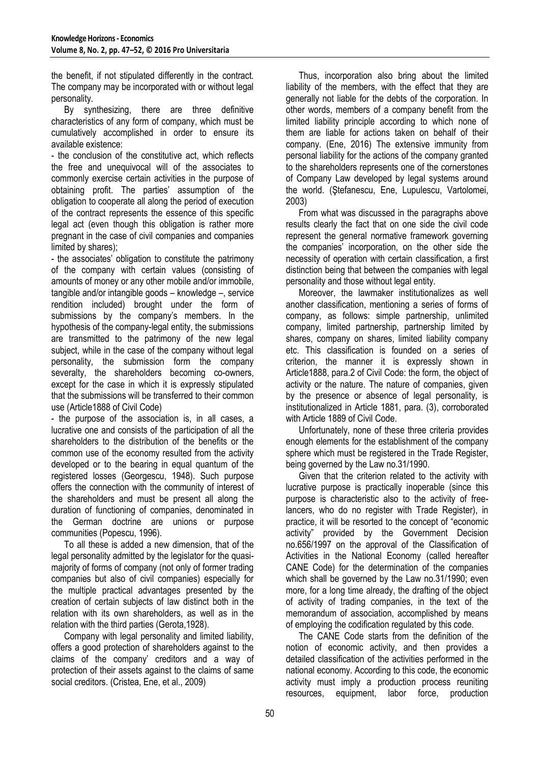the benefit, if not stipulated differently in the contract. The company may be incorporated with or without legal personality.

By synthesizing, there are three definitive characteristics of any form of company, which must be cumulatively accomplished in order to ensure its available existence:

- the conclusion of the constitutive act, which reflects the free and unequivocal will of the associates to commonly exercise certain activities in the purpose of obtaining profit. The parties' assumption of the obligation to cooperate all along the period of execution of the contract represents the essence of this specific legal act (even though this obligation is rather more pregnant in the case of civil companies and companies limited by shares);
- the associates' obligation to constitute the patrimony of the company with certain values (consisting of amounts of money or any other mobile and/or immobile, tangible and/or intangible goods – knowledge –, service rendition included) brought under the form of submissions by the company's members. In the hypothesis of the company-legal entity, the submissions are transmitted to the patrimony of the new legal subject, while in the case of the company without legal personality, the submission form the company severalty, the shareholders becoming co-owners, except for the case in which it is expressly stipulated that the submissions will be transferred to their common use (Article1888 of Civil Code)
- the purpose of the association is, in all cases, a lucrative one and consists of the participation of all the shareholders to the distribution of the benefits or the common use of the economy resulted from the activity developed or to the bearing in equal quantum of the registered losses (Georgescu, 1948). Such purpose offers the connection with the community of interest of the shareholders and must be present all along the duration of functioning of companies, denominated in the German doctrine are unions or purpose communities (Popescu, 1996).

To all these is added a new dimension, that of the legal personality admitted by the legislator for the quasi-majority of forms of company (not only of former trading companies but also of civil companies) especially for the multiple practical advantages presented by the creation of certain subjects of law distinct both in the relation with its own shareholders, as well as in the relation with the third parties (Gerota,1928).

Company with legal personality and limited liability, offers a good protection of shareholders against to the claims of the company' creditors and a way of protection of their assets against to the claims of same social creditors. (Cristea, Ene, et al., 2009)

Thus, incorporation also bring about the limited liability of the members, with the effect that they are generally not liable for the debts of the corporation. In other words, members of a company benefit from the limited liability principle according to which none of them are liable for actions taken on behalf of their company. (Ene, 2016) The extensive immunity from personal liability for the actions of the company granted to the shareholders represents one of the cornerstones of Company Law developed by legal systems around the world. (Ştefanescu, Ene, Lupulescu, Vartolomei, 2003)

From what was discussed in the paragraphs above results clearly the fact that on one side the civil code represent the general normative framework governing the companies' incorporation, on the other side the necessity of operation with certain classification, a first distinction being that between the companies with legal personality and those without legal entity.

Moreover, the lawmaker institutionalizes as well another classification, mentioning a series of forms of company, as follows: simple partnership, unlimited company, limited partnership, partnership limited by shares, company on shares, limited liability company etc. This classification is founded on a series of criterion, the manner it is expressly shown in Article1888, para.2 of Civil Code: the form, the object of activity or the nature. The nature of companies, given by the presence or absence of legal personality, is institutionalized in Article 1881, para. (3), corroborated with Article 1889 of Civil Code.

Unfortunately, none of these three criteria provides enough elements for the establishment of the company sphere which must be registered in the Trade Register, being governed by the Law no.31/1990.

Given that the criterion related to the activity with lucrative purpose is practically inoperable (since this purpose is characteristic also to the activity of free-lancers, who do no register with Trade Register), in practice, it will be resorted to the concept of "economic activity" provided by the Government Decision no.656/1997 on the approval of the Classification of Activities in the National Economy (called hereafter CANE Code) for the determination of the companies which shall be governed by the Law no.31/1990; even more, for a long time already, the drafting of the object of activity of trading companies, in the text of the memorandum of association, accomplished by means of employing the codification regulated by this code.

The CANE Code starts from the definition of the notion of economic activity, and then provides a detailed classification of the activities performed in the national economy. According to this code, the economic activity must imply a production process reuniting resources, equipment, labor force, production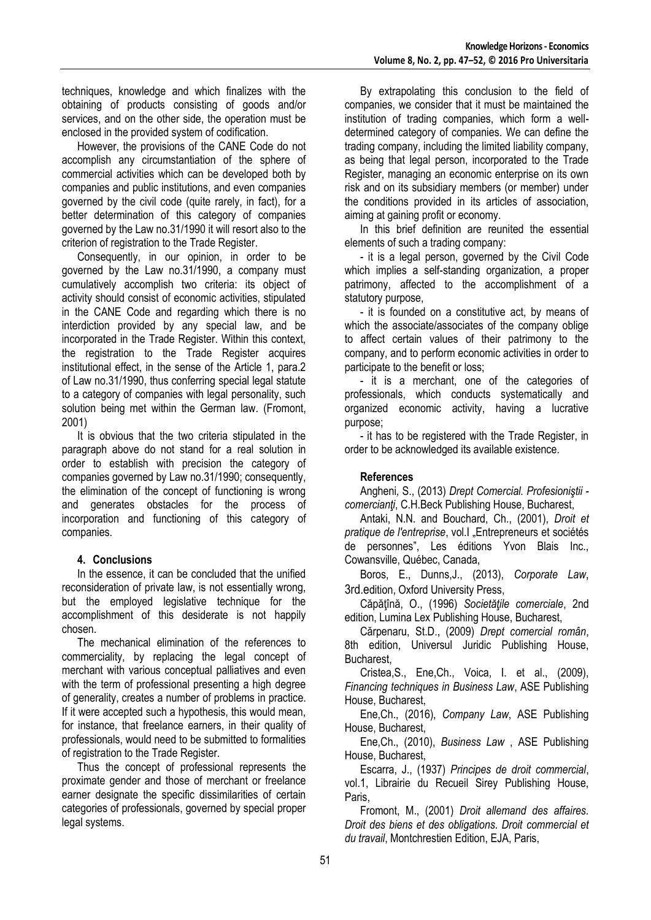techniques, knowledge and which finalizes with the obtaining of products consisting of goods and/or services, and on the other side, the operation must be enclosed in the provided system of codification.

However, the provisions of the CANE Code do not accomplish any circumstantiation of the sphere of commercial activities which can be developed both by companies and public institutions, and even companies governed by the civil code (quite rarely, in fact), for a better determination of this category of companies governed by the Law no.31/1990 it will resort also to the criterion of registration to the Trade Register.

Consequently, in our opinion, in order to be governed by the Law no.31/1990, a company must cumulatively accomplish two criteria: its object of activity should consist of economic activities, stipulated in the CANE Code and regarding which there is no interdiction provided by any special law, and be incorporated in the Trade Register. Within this context, the registration to the Trade Register acquires institutional effect, in the sense of the Article 1, para.2 of Law no.31/1990, thus conferring special legal statute to a category of companies with legal personality, such solution being met within the German law. (Fromont, 2001)

It is obvious that the two criteria stipulated in the paragraph above do not stand for a real solution in order to establish with precision the category of companies governed by Law no.31/1990; consequently, the elimination of the concept of functioning is wrong and generates obstacles for the process of incorporation and functioning of this category of companies.

## 4. Conclusions

In the essence, it can be concluded that the unified reconsideration of private law, is not essentially wrong, but the employed legislative technique for the accomplishment of this desiderate is not happily chosen.

The mechanical elimination of the references to commerciality, by replacing the legal concept of merchant with various conceptual palliatives and even with the term of professional presenting a high degree of generality, creates a number of problems in practice. If it were accepted such a hypothesis, this would mean, for instance, that freelance earners, in their quality of professionals, would need to be submitted to formalities of registration to the Trade Register.

Thus the concept of professional represents the proximate gender and those of merchant or freelance earner designate the specific dissimilarities of certain categories of professionals, governed by special proper legal systems.

By extrapolating this conclusion to the field of companies, we consider that it must be maintained the institution of trading companies, which form a well-determined category of companies. We can define the trading company, including the limited liability company, as being that legal person, incorporated to the Trade Register, managing an economic enterprise on its own risk and on its subsidiary members (or member) under the conditions provided in its articles of association, aiming at gaining profit or economy.

In this brief definition are reunited the essential elements of such a trading company:

- it is a legal person, governed by the Civil Code which implies a self-standing organization, a proper patrimony, affected to the accomplishment of a statutory purpose,
- it is founded on a constitutive act, by means of which the associate/associates of the company oblige to affect certain values of their patrimony to the company, and to perform economic activities in order to participate to the benefit or loss;
- it is a merchant, one of the categories of professionals, which conducts systematically and organized economic activity, having a lucrative purpose;
- it has to be registered with the Trade Register, in order to be acknowledged its available existence.

## References

Angheni, S., (2013) *Drept Comercial. Profesioniştii - comercianţi*, C.H.Beck Publishing House, Bucharest,

Antaki, N.N. and Bouchard, Ch., (2001), *Droit et pratique de l'entreprise*, vol.I „Entrepreneurs et sociétés de personnes", Les éditions Yvon Blais Inc., Cowansville, Québec, Canada,

Boros, E., Dunns,J., (2013), *Corporate Law*, 3rd.edition, Oxford University Press,

Căpăţînă, O., (1996) *Societăţile comerciale*, 2nd edition, Lumina Lex Publishing House, Bucharest,

Cărpenaru, St.D., (2009) *Drept comercial român*, 8th edition, Universul Juridic Publishing House, Bucharest,

Cristea,S., Ene,Ch., Voica, I. et al., (2009), *Financing techniques in Business Law*, ASE Publishing House, Bucharest,

Ene,Ch., (2016), *Company Law*, ASE Publishing House, Bucharest,

Ene,Ch., (2010), *Business Law* , ASE Publishing House, Bucharest,

Escarra, J., (1937) *Principes de droit commercial*, vol.1, Librairie du Recueil Sirey Publishing House, Paris,

Fromont, M., (2001) *Droit allemand des affaires. Droit des biens et des obligations. Droit commercial et du travail*, Montchrestien Edition, EJA, Paris,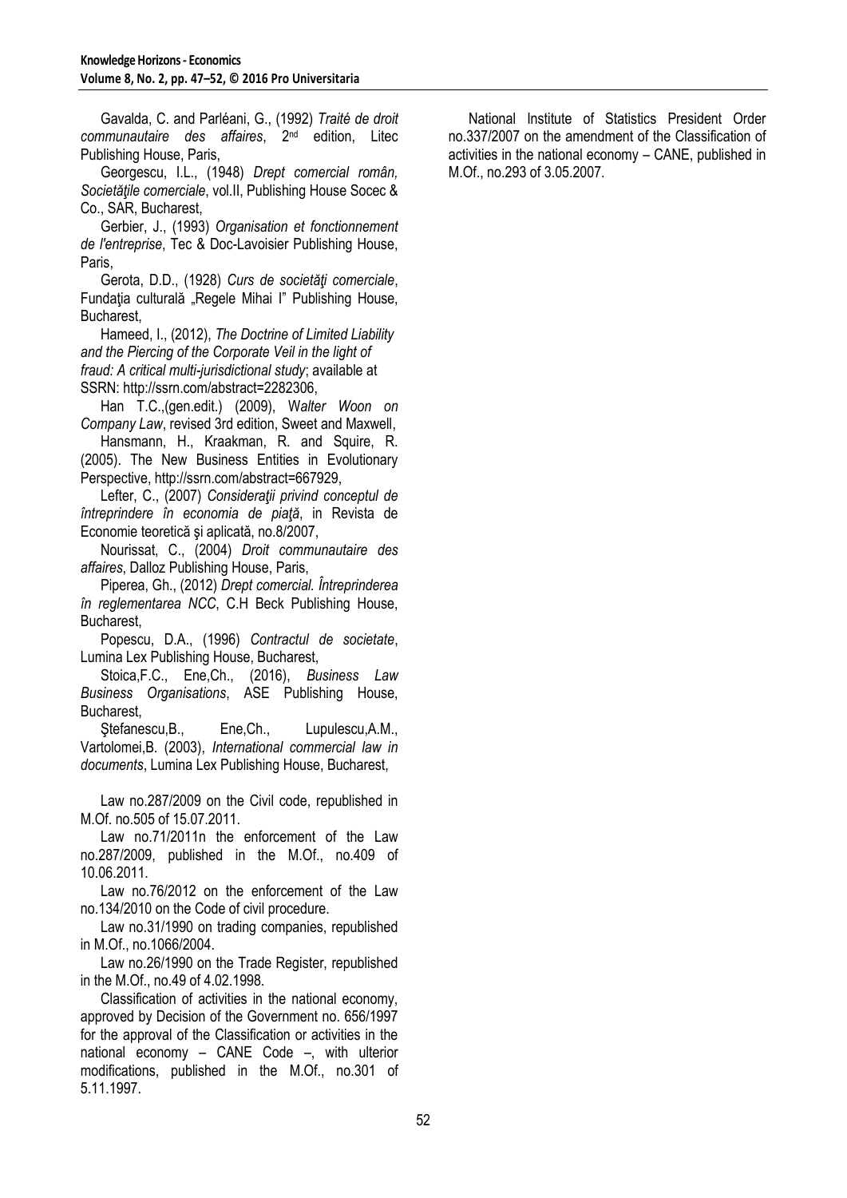Gavalda, C. and Parléani, G., (1992) *Traité de droit communautaire des affaires*, 2nd edition, Litec Publishing House, Paris,

Georgescu, I.L., (1948) *Drept comercial român, Societăţile comerciale*, vol.II, Publishing House Socec & Co., SAR, Bucharest,

Gerbier, J., (1993) *Organisation et fonctionnement de l'entreprise*, Tec & Doc-Lavoisier Publishing House, Paris,

Gerota, D.D., (1928) *Curs de societăţi comerciale*, Fundaţia culturală „Regele Mihai I" Publishing House, Bucharest,

Hameed, I., (2012), *The Doctrine of Limited Liability and the Piercing of the Corporate Veil in the light of fraud: A critical multi-jurisdictional study*; available at SSRN: http://ssrn.com/abstract=2282306,

Han T.C.,(gen.edit.) (2009), W*alter Woon on Company Law*, revised 3rd edition, Sweet and Maxwell,

Hansmann, H., Kraakman, R. and Squire, R. (2005). The New Business Entities in Evolutionary Perspective, http://ssrn.com/abstract=667929,

Lefter, C., (2007) *Consideraţii privind conceptul de întreprindere în economia de piaţă*, in Revista de Economie teoretică şi aplicată, no.8/2007,

Nourissat, C., (2004) *Droit communautaire des affaires*, Dalloz Publishing House, Paris,

Piperea, Gh., (2012) *Drept comercial. Întreprinderea în reglementarea NCC*, C.H Beck Publishing House, Bucharest,

Popescu, D.A., (1996) *Contractul de societate*, Lumina Lex Publishing House, Bucharest,

Stoica,F.C., Ene,Ch., (2016), *Business Law Business Organisations*, ASE Publishing House, Bucharest,

Ştefanescu,B., Ene,Ch., Lupulescu,A.M., Vartolomei,B. (2003), *International commercial law in documents*, Lumina Lex Publishing House, Bucharest,

Law no.287/2009 on the Civil code, republished in M.Of. no.505 of 15.07.2011.

Law no.71/2011n the enforcement of the Law no.287/2009, published in the M.Of., no.409 of 10.06.2011.

Law no.76/2012 on the enforcement of the Law no.134/2010 on the Code of civil procedure.

Law no.31/1990 on trading companies, republished in M.Of., no.1066/2004.

Law no.26/1990 on the Trade Register, republished in the M.Of., no.49 of 4.02.1998.

Classification of activities in the national economy, approved by Decision of the Government no. 656/1997 for the approval of the Classification or activities in the national economy – CANE Code –, with ulterior modifications, published in the M.Of., no.301 of 5.11.1997.

National Institute of Statistics President Order no.337/2007 on the amendment of the Classification of activities in the national economy – CANE, published in M.Of., no.293 of 3.05.2007.